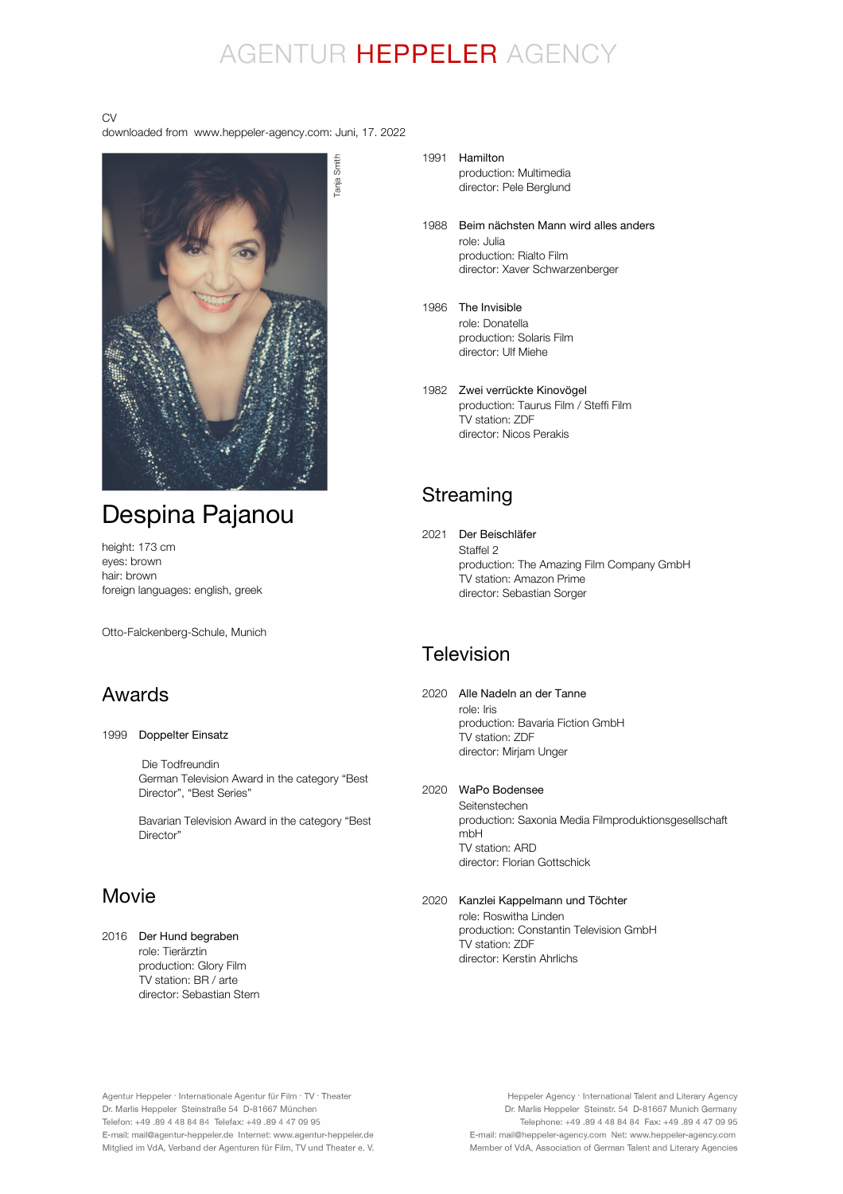AGENTUR HEPPELER AGENCY

CV
downloaded from www.heppeler-agency.com: Juni, 17. 2022

Tanja Smith

# Despina Pajanou

height: 173 cm
eyes: brown
hair: brown
foreign languages: english, greek

Otto-Falckenberg-Schule, Munich

## Awards

1999 Doppelter Einsatz

Die Todfreundin
German Television Award in the category "Best Director", "Best Series"

Bavarian Television Award in the category "Best Director"

## Movie

2016 Der Hund begraben
role: Tierärztin
production: Glory Film
TV station: BR / arte
director: Sebastian Stern

1991 Hamilton
production: Multimedia
director: Pele Berglund

1988 Beim nächsten Mann wird alles anders
role: Julia
production: Rialto Film
director: Xaver Schwarzenberger

1986 The Invisible
role: Donatella
production: Solaris Film
director: Ulf Miehe

1982 Zwei verrückte Kinovögel
production: Taurus Film / Steffi Film
TV station: ZDF
director: Nicos Perakis

## Streaming

2021 Der Beischläfer
Staffel 2
production: The Amazing Film Company GmbH
TV station: Amazon Prime
director: Sebastian Sorger

## Television

2020 Alle Nadeln an der Tanne
role: Iris
production: Bavaria Fiction GmbH
TV station: ZDF
director: Mirjam Unger

2020 WaPo Bodensee
Seitenstechen
production: Saxonia Media Filmproduktionsgesellschaft mbH
TV station: ARD
director: Florian Gottschick

2020 Kanzlei Kappelmann und Töchter
role: Roswitha Linden
production: Constantin Television GmbH
TV station: ZDF
director: Kerstin Ahrlichs

Agentur Heppeler · Internationale Agentur für Film · TV · Theater
Dr. Marlis Heppeler Steinstraße 54 D-81667 München
Telefon: +49 .89 4 48 84 84 Telefax: +49 .89 4 47 09 95
E-mail: mail@agentur-heppeler.de Internet: www.agentur-heppeler.de
Mitglied im VdA, Verband der Agenturen für Film, TV und Theater e. V.

Heppeler Agency · International Talent and Literary Agency
Dr. Marlis Heppeler Steinstr. 54 D-81667 Munich Germany
Telephone: +49 .89 4 48 84 84 Fax: +49 .89 4 47 09 95
E-mail: mail@heppeler-agency.com Net: www.heppeler-agency.com
Member of VdA, Association of German Talent and Literary Agencies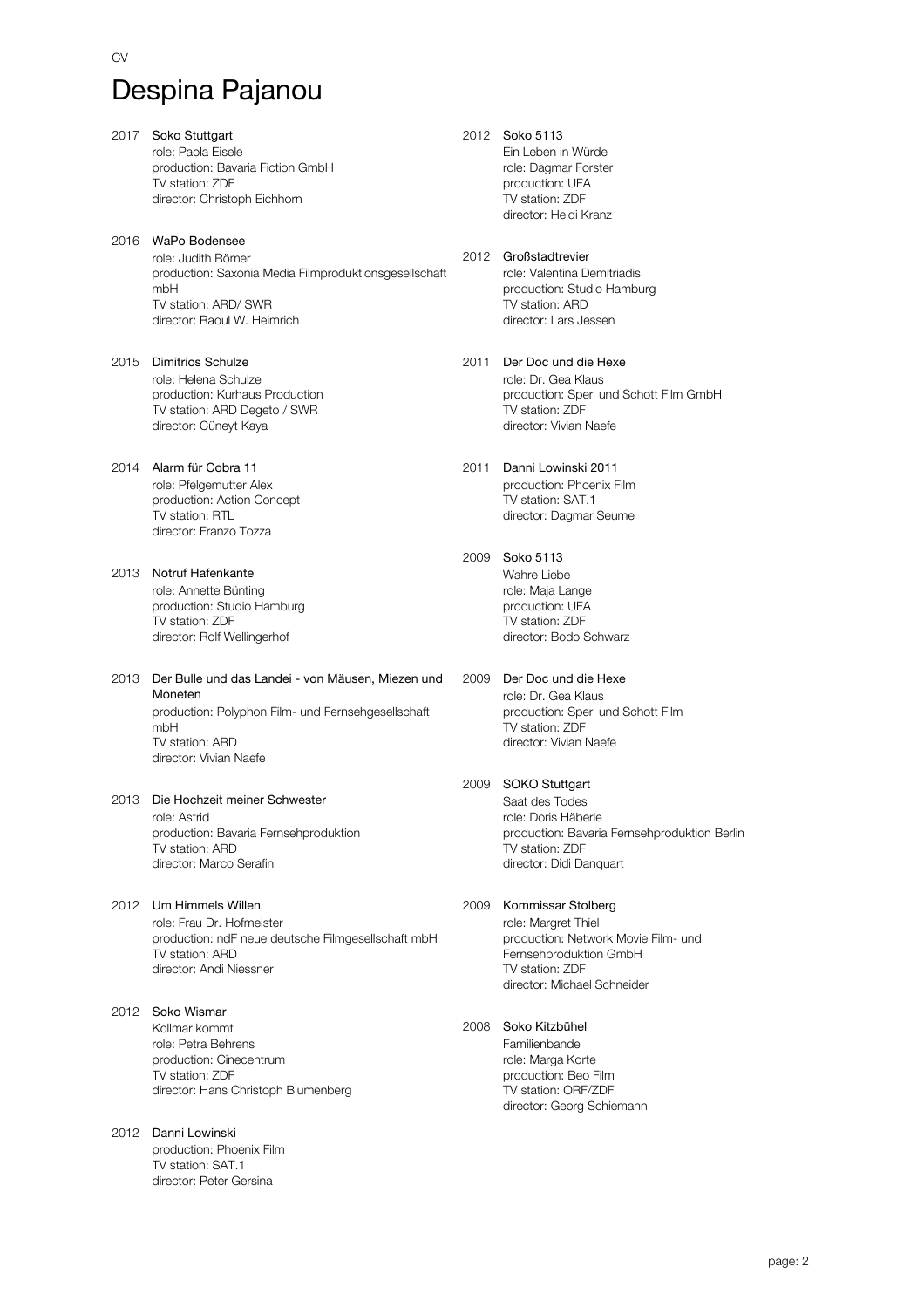CV

# Despina Pajanou

2017 **Soko Stuttgart**
role: Paola Eisele
production: Bavaria Fiction GmbH
TV station: ZDF
director: Christoph Eichhorn

2016 **WaPo Bodensee**
role: Judith Römer
production: Saxonia Media Filmproduktionsgesellschaft mbH
TV station: ARD/ SWR
director: Raoul W. Heimrich

2015 **Dimitrios Schulze**
role: Helena Schulze
production: Kurhaus Production
TV station: ARD Degeto / SWR
director: Cüneyt Kaya

2014 **Alarm für Cobra 11**
role: Pfelgemutter Alex
production: Action Concept
TV station: RTL
director: Franzo Tozza

2013 **Notruf Hafenkante**
role: Annette Bünting
production: Studio Hamburg
TV station: ZDF
director: Rolf Wellingerhof

2013 **Der Bulle und das Landei - von Mäusen, Miezen und Moneten**
production: Polyphon Film- und Fernsehgesellschaft mbH
TV station: ARD
director: Vivian Naefe

2013 **Die Hochzeit meiner Schwester**
role: Astrid
production: Bavaria Fernsehproduktion
TV station: ARD
director: Marco Serafini

2012 **Um Himmels Willen**
role: Frau Dr. Hofmeister
production: ndF neue deutsche Filmgesellschaft mbH
TV station: ARD
director: Andi Niessner

2012 **Soko Wismar**
Kollmar kommt
role: Petra Behrens
production: Cinecentrum
TV station: ZDF
director: Hans Christoph Blumenberg

2012 **Danni Lowinski**
production: Phoenix Film
TV station: SAT.1
director: Peter Gersina

2012 **Soko 5113**
Ein Leben in Würde
role: Dagmar Forster
production: UFA
TV station: ZDF
director: Heidi Kranz

2012 **Großstadtrevier**
role: Valentina Demitriadis
production: Studio Hamburg
TV station: ARD
director: Lars Jessen

2011 **Der Doc und die Hexe**
role: Dr. Gea Klaus
production: Sperl und Schott Film GmbH
TV station: ZDF
director: Vivian Naefe

2011 **Danni Lowinski 2011**
production: Phoenix Film
TV station: SAT.1
director: Dagmar Seume

2009 **Soko 5113**
Wahre Liebe
role: Maja Lange
production: UFA
TV station: ZDF
director: Bodo Schwarz

2009 **Der Doc und die Hexe**
role: Dr. Gea Klaus
production: Sperl und Schott Film
TV station: ZDF
director: Vivian Naefe

2009 **SOKO Stuttgart**
Saat des Todes
role: Doris Häberle
production: Bavaria Fernsehproduktion Berlin
TV station: ZDF
director: Didi Danquart

2009 **Kommissar Stolberg**
role: Margret Thiel
production: Network Movie Film- und Fernsehproduktion GmbH
TV station: ZDF
director: Michael Schneider

2008 **Soko Kitzbühel**
Familienbande
role: Marga Korte
production: Beo Film
TV station: ORF/ZDF
director: Georg Schiemann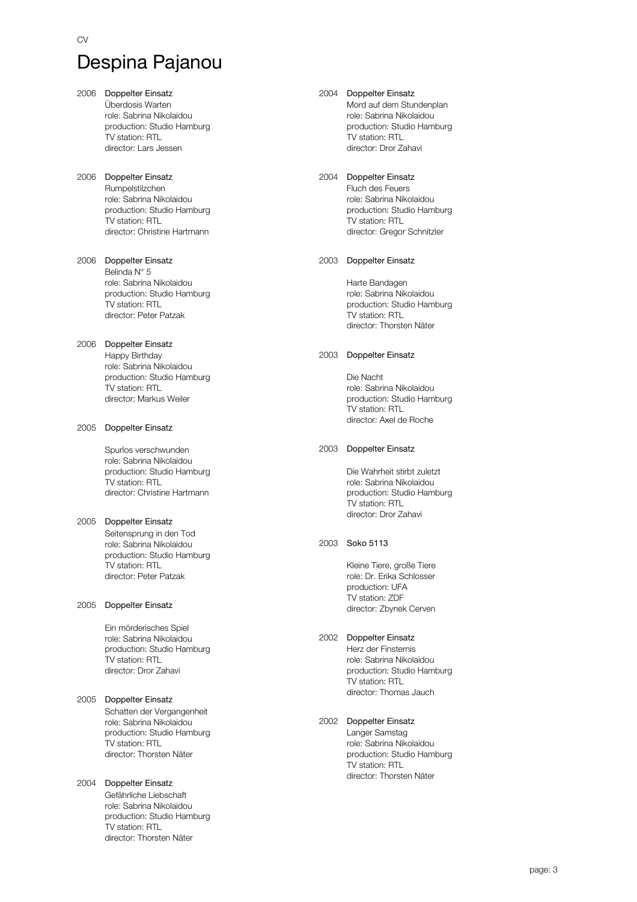CV

# Despina Pajanou

2006 Doppelter Einsatz
Überdosis Warten
role: Sabrina Nikolaidou
production: Studio Hamburg
TV station: RTL
director: Lars Jessen

2006 Doppelter Einsatz
Rumpelstilzchen
role: Sabrina Nikolaidou
production: Studio Hamburg
TV station: RTL
director: Christine Hartmann

2006 Doppelter Einsatz
Belinda N° 5
role: Sabrina Nikolaidou
production: Studio Hamburg
TV station: RTL
director: Peter Patzak

2006 Doppelter Einsatz
Happy Birthday
role: Sabrina Nikolaidou
production: Studio Hamburg
TV station: RTL
director: Markus Weiler

2005 Doppelter Einsatz

Spurlos verschwunden
role: Sabrina Nikolaidou
production: Studio Hamburg
TV station: RTL
director: Christine Hartmann

2005 Doppelter Einsatz
Seitensprung in den Tod
role: Sabrina Nikolaidou
production: Studio Hamburg
TV station: RTL
director: Peter Patzak

2005 Doppelter Einsatz

Ein mörderisches Spiel
role: Sabrina Nikolaidou
production: Studio Hamburg
TV station: RTL
director: Dror Zahavi

2005 Doppelter Einsatz
Schatten der Vergangenheit
role: Sabrina Nikolaidou
production: Studio Hamburg
TV station: RTL
director: Thorsten Näter

2004 Doppelter Einsatz
Gefährliche Liebschaft
role: Sabrina Nikolaidou
production: Studio Hamburg
TV station: RTL
director: Thorsten Näter

2004 Doppelter Einsatz
Mord auf dem Stundenplan
role: Sabrina Nikolaidou
production: Studio Hamburg
TV station: RTL
director: Dror Zahavi

2004 Doppelter Einsatz
Fluch des Feuers
role: Sabrina Nikolaidou
production: Studio Hamburg
TV station: RTL
director: Gregor Schnitzler

2003 Doppelter Einsatz

Harte Bandagen
role: Sabrina Nikolaidou
production: Studio Hamburg
TV station: RTL
director: Thorsten Näter

2003 Doppelter Einsatz

Die Nacht
role: Sabrina Nikolaidou
production: Studio Hamburg
TV station: RTL
director: Axel de Roche

2003 Doppelter Einsatz

Die Wahrheit stirbt zuletzt
role: Sabrina Nikolaidou
production: Studio Hamburg
TV station: RTL
director: Dror Zahavi

2003 Soko 5113

Kleine Tiere, große Tiere
role: Dr. Erika Schlosser
production: UFA
TV station: ZDF
director: Zbynek Cerven

2002 Doppelter Einsatz
Herz der Finsternis
role: Sabrina Nikolaidou
production: Studio Hamburg
TV station: RTL
director: Thomas Jauch

2002 Doppelter Einsatz
Langer Samstag
role: Sabrina Nikolaidou
production: Studio Hamburg
TV station: RTL
director: Thorsten Näter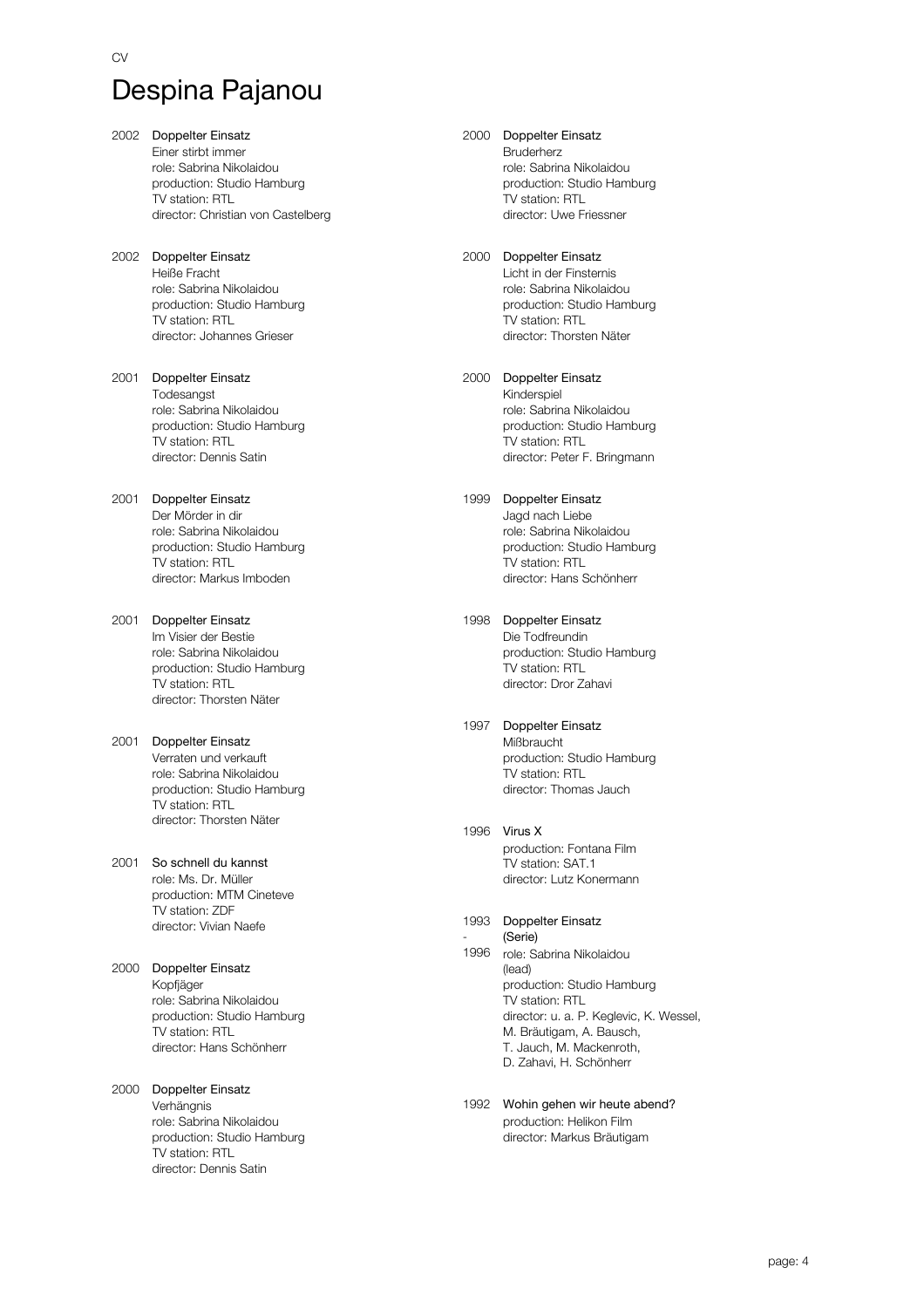CV

# Despina Pajanou

2002 **Doppelter Einsatz**
Einer stirbt immer
role: Sabrina Nikolaidou
production: Studio Hamburg
TV station: RTL
director: Christian von Castelberg

2002 **Doppelter Einsatz**
Heiße Fracht
role: Sabrina Nikolaidou
production: Studio Hamburg
TV station: RTL
director: Johannes Grieser

2001 **Doppelter Einsatz**
Todesangst
role: Sabrina Nikolaidou
production: Studio Hamburg
TV station: RTL
director: Dennis Satin

2001 **Doppelter Einsatz**
Der Mörder in dir
role: Sabrina Nikolaidou
production: Studio Hamburg
TV station: RTL
director: Markus Imboden

2001 **Doppelter Einsatz**
Im Visier der Bestie
role: Sabrina Nikolaidou
production: Studio Hamburg
TV station: RTL
director: Thorsten Näter

2001 **Doppelter Einsatz**
Verraten und verkauft
role: Sabrina Nikolaidou
production: Studio Hamburg
TV station: RTL
director: Thorsten Näter

2001 **So schnell du kannst**
role: Ms. Dr. Müller
production: MTM Cineteve
TV station: ZDF
director: Vivian Naefe

2000 **Doppelter Einsatz**
Kopfjäger
role: Sabrina Nikolaidou
production: Studio Hamburg
TV station: RTL
director: Hans Schönherr

2000 **Doppelter Einsatz**
Verhängnis
role: Sabrina Nikolaidou
production: Studio Hamburg
TV station: RTL
director: Dennis Satin

2000 **Doppelter Einsatz**
Bruderherz
role: Sabrina Nikolaidou
production: Studio Hamburg
TV station: RTL
director: Uwe Friessner

2000 **Doppelter Einsatz**
Licht in der Finsternis
role: Sabrina Nikolaidou
production: Studio Hamburg
TV station: RTL
director: Thorsten Näter

2000 **Doppelter Einsatz**
Kinderspiel
role: Sabrina Nikolaidou
production: Studio Hamburg
TV station: RTL
director: Peter F. Bringmann

1999 **Doppelter Einsatz**
Jagd nach Liebe
role: Sabrina Nikolaidou
production: Studio Hamburg
TV station: RTL
director: Hans Schönherr

1998 **Doppelter Einsatz**
Die Todfreundin
production: Studio Hamburg
TV station: RTL
director: Dror Zahavi

1997 **Doppelter Einsatz**
Mißbraucht
production: Studio Hamburg
TV station: RTL
director: Thomas Jauch

1996 **Virus X**
production: Fontana Film
TV station: SAT.1
director: Lutz Konermann

1993 - 1996 **Doppelter Einsatz**
(Serie)
role: Sabrina Nikolaidou
(lead)
production: Studio Hamburg
TV station: RTL
director: u. a. P. Keglevic, K. Wessel,
M. Bräutigam, A. Bausch,
T. Jauch, M. Mackenroth,
D. Zahavi, H. Schönherr

1992 **Wohin gehen wir heute abend?**
production: Helikon Film
director: Markus Bräutigam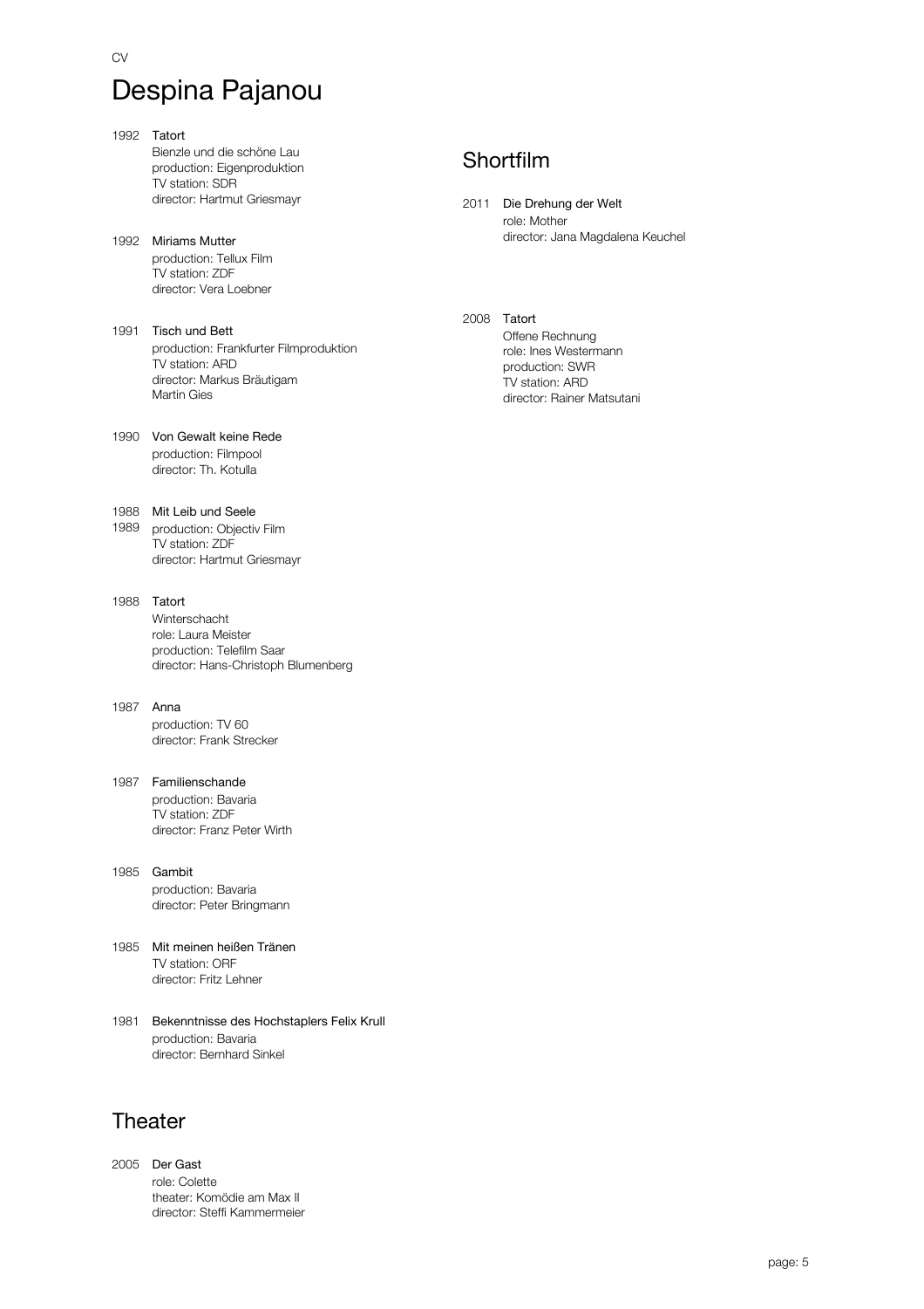CV

# Despina Pajanou

1992 **Tatort**
Bienzle und die schöne Lau
production: Eigenproduktion
TV station: SDR
director: Hartmut Griesmayr

1992 **Miriams Mutter**
production: Tellux Film
TV station: ZDF
director: Vera Loebner

1991 **Tisch und Bett**
production: Frankfurter Filmproduktion
TV station: ARD
director: Markus Bräutigam
Martin Gies

1990 **Von Gewalt keine Rede**
production: Filmpool
director: Th. Kotulla

1988
1989 **Mit Leib und Seele**
production: Objectiv Film
TV station: ZDF
director: Hartmut Griesmayr

1988 **Tatort**
Winterschacht
role: Laura Meister
production: Telefilm Saar
director: Hans-Christoph Blumenberg

1987 **Anna**
production: TV 60
director: Frank Strecker

1987 **Familienschande**
production: Bavaria
TV station: ZDF
director: Franz Peter Wirth

1985 **Gambit**
production: Bavaria
director: Peter Bringmann

1985 **Mit meinen heißen Tränen**
TV station: ORF
director: Fritz Lehner

1981 **Bekenntnisse des Hochstaplers Felix Krull**
production: Bavaria
director: Bernhard Sinkel

## Theater

2005 **Der Gast**
role: Colette
theater: Komödie am Max II
director: Steffi Kammermeier

## Shortfilm

2011 **Die Drehung der Welt**
role: Mother
director: Jana Magdalena Keuchel

2008 **Tatort**
Offene Rechnung
role: Ines Westermann
production: SWR
TV station: ARD
director: Rainer Matsutani